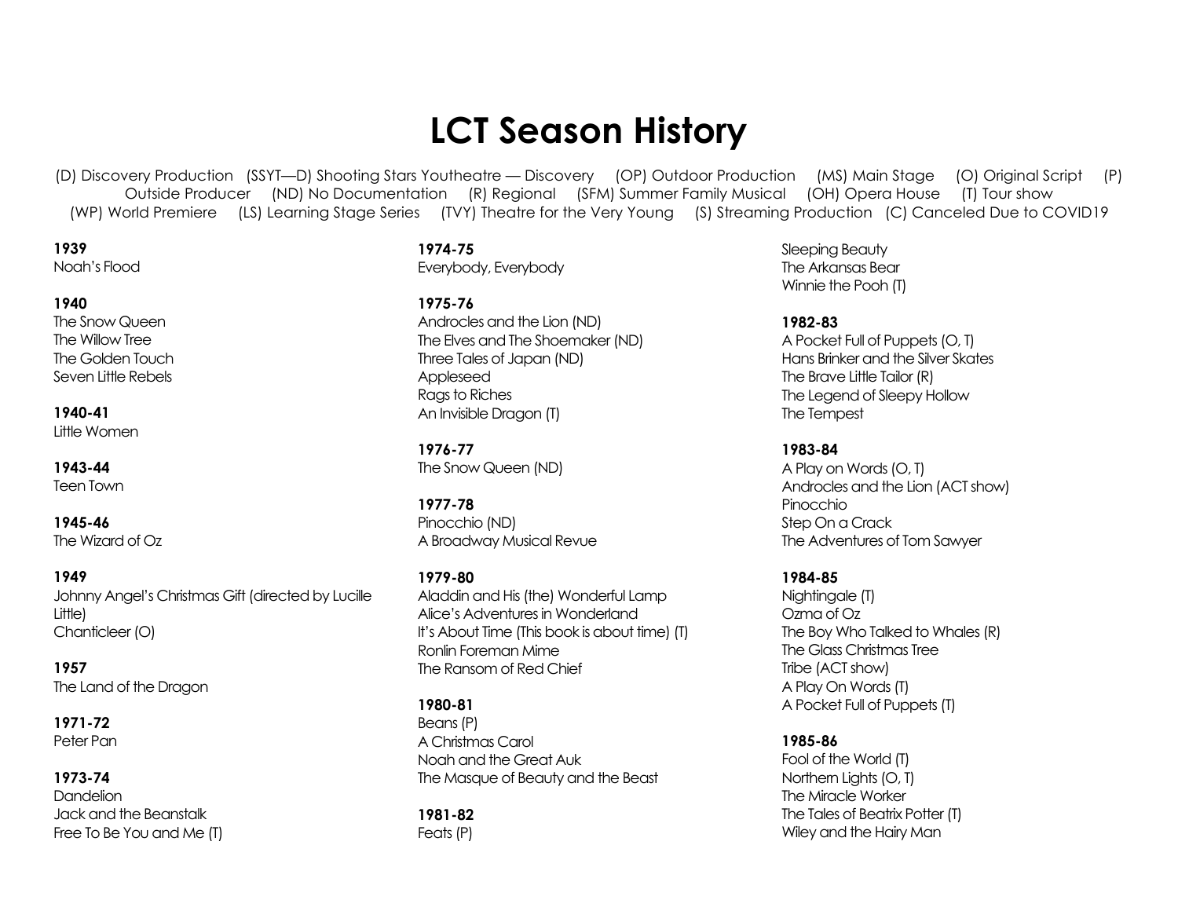# LCT Season History

(D) Discovery Production (SSYT—D) Shooting Stars Youtheatre — Discovery (OP) Outdoor Production (MS) Main Stage (O) Original Script (P) Outside Producer (ND) No Documentation (R) Regional (SFM) Summer Family Musical (OH) Opera House (T) Tour show (WP) World Premiere (LS) Learning Stage Series (TVY) Theatre for the Very Young (S) Streaming Production (C) Canceled Due to COVID19

**1939**
Noah's Flood

**1940**
The Snow Queen
The Willow Tree
The Golden Touch
Seven Little Rebels

**1940-41**
Little Women

**1943-44**
Teen Town

**1945-46**
The Wizard of Oz

**1949**
Johnny Angel's Christmas Gift (directed by Lucille Little)
Chanticleer (O)

**1957**
The Land of the Dragon

**1971-72**
Peter Pan

**1973-74**
Dandelion
Jack and the Beanstalk
Free To Be You and Me (T)

**1974-75**
Everybody, Everybody

**1975-76**
Androcles and the Lion (ND)
The Elves and The Shoemaker (ND)
Three Tales of Japan (ND)
Appleseed
Rags to Riches
An Invisible Dragon (T)

**1976-77**
The Snow Queen (ND)

**1977-78**
Pinocchio (ND)
A Broadway Musical Revue

**1979-80**
Aladdin and His (the) Wonderful Lamp
Alice's Adventures in Wonderland
It's About Time (This book is about time) (T)
Ronlin Foreman Mime
The Ransom of Red Chief

**1980-81**
Beans (P)
A Christmas Carol
Noah and the Great Auk
The Masque of Beauty and the Beast

**1981-82**
Feats (P)
Sleeping Beauty
The Arkansas Bear
Winnie the Pooh (T)

**1982-83**
A Pocket Full of Puppets (O, T)
Hans Brinker and the Silver Skates
The Brave Little Tailor (R)
The Legend of Sleepy Hollow
The Tempest

**1983-84**
A Play on Words (O, T)
Androcles and the Lion (ACT show)
Pinocchio
Step On a Crack
The Adventures of Tom Sawyer

**1984-85**
Nightingale (T)
Ozma of Oz
The Boy Who Talked to Whales (R)
The Glass Christmas Tree
Tribe (ACT show)
A Play On Words (T)
A Pocket Full of Puppets (T)

**1985-86**
Fool of the World (T)
Northern Lights (O, T)
The Miracle Worker
The Tales of Beatrix Potter (T)
Wiley and the Hairy Man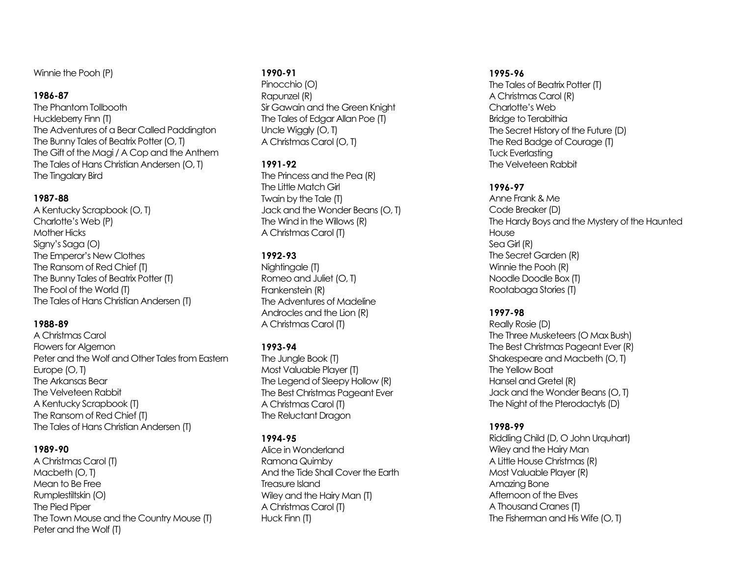Winnie the Pooh (P)

**1986-87**

The Phantom Tollbooth
Huckleberry Finn (T)
The Adventures of a Bear Called Paddington
The Bunny Tales of Beatrix Potter (O, T)
The Gift of the Magi / A Cop and the Anthem
The Tales of Hans Christian Andersen (O, T)
The Tingalary Bird

**1987-88**

A Kentucky Scrapbook (O, T)
Charlotte's Web (P)
Mother Hicks
Signy's Saga (O)
The Emperor's New Clothes
The Ransom of Red Chief (T)
The Bunny Tales of Beatrix Potter (T)
The Fool of the World (T)
The Tales of Hans Christian Andersen (T)

**1988-89**

A Christmas Carol
Flowers for Algernon
Peter and the Wolf and Other Tales from Eastern Europe (O, T)
The Arkansas Bear
The Velveteen Rabbit
A Kentucky Scrapbook (T)
The Ransom of Red Chief (T)
The Tales of Hans Christian Andersen (T)

**1989-90**

A Christmas Carol (T)
Macbeth (O, T)
Mean to Be Free
Rumplestiltskin (O)
The Pied Piper
The Town Mouse and the Country Mouse (T)
Peter and the Wolf (T)

**1990-91**

Pinocchio (O)
Rapunzel (R)
Sir Gawain and the Green Knight
The Tales of Edgar Allan Poe (T)
Uncle Wiggly (O, T)
A Christmas Carol (O, T)

**1991-92**

The Princess and the Pea (R)
The Little Match Girl
Twain by the Tale (T)
Jack and the Wonder Beans (O, T)
The Wind in the Willows (R)
A Christmas Carol (T)

**1992-93**

Nightingale (T)
Romeo and Juliet (O, T)
Frankenstein (R)
The Adventures of Madeline
Androcles and the Lion (R)
A Christmas Carol (T)

**1993-94**

The Jungle Book (T)
Most Valuable Player (T)
The Legend of Sleepy Hollow (R)
The Best Christmas Pageant Ever
A Christmas Carol (T)
The Reluctant Dragon

**1994-95**

Alice in Wonderland
Ramona Quimby
And the Tide Shall Cover the Earth
Treasure Island
Wiley and the Hairy Man (T)
A Christmas Carol (T)
Huck Finn (T)

**1995-96**

The Tales of Beatrix Potter (T)
A Christmas Carol (R)
Charlotte's Web
Bridge to Terabithia
The Secret History of the Future (D)
The Red Badge of Courage (T)
Tuck Everlasting
The Velveteen Rabbit

**1996-97**

Anne Frank & Me
Code Breaker (D)
The Hardy Boys and the Mystery of the Haunted House
Sea Girl (R)
The Secret Garden (R)
Winnie the Pooh (R)
Noodle Doodle Box (T)
Rootabaga Stories (T)

**1997-98**

Really Rosie (D)
The Three Musketeers (O Max Bush)
The Best Christmas Pageant Ever (R)
Shakespeare and Macbeth (O, T)
The Yellow Boat
Hansel and Gretel (R)
Jack and the Wonder Beans (O, T)
The Night of the Pterodactyls (D)

**1998-99**

Riddling Child (D, O John Urquhart)
Wiley and the Hairy Man
A Little House Christmas (R)
Most Valuable Player (R)
Amazing Bone
Afternoon of the Elves
A Thousand Cranes (T)
The Fisherman and His Wife (O, T)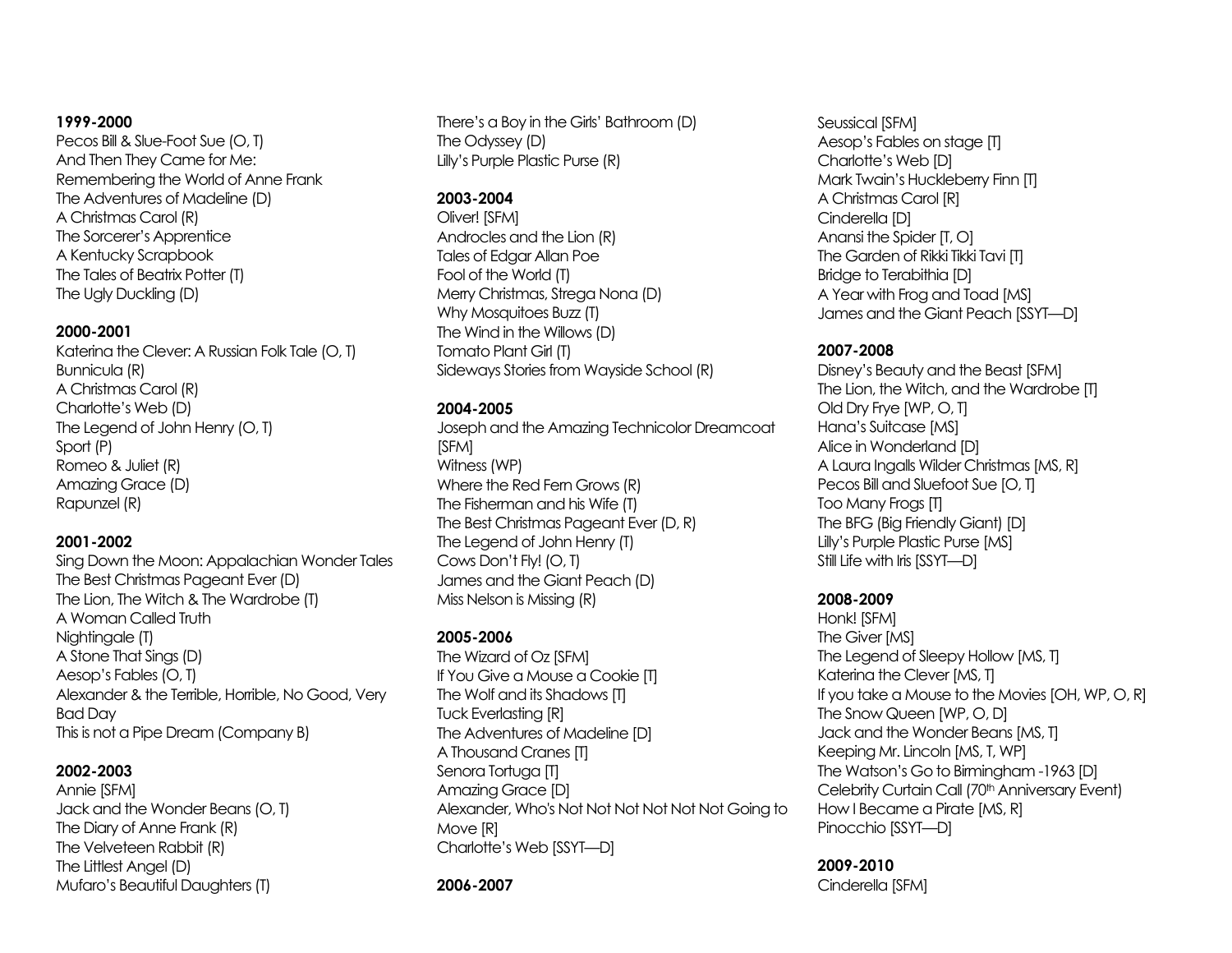**1999-2000**

Pecos Bill & Slue-Foot Sue (O, T)
And Then They Came for Me:
Remembering the World of Anne Frank
The Adventures of Madeline (D)
A Christmas Carol (R)
The Sorcerer's Apprentice
A Kentucky Scrapbook
The Tales of Beatrix Potter (T)
The Ugly Duckling (D)

**2000-2001**

Katerina the Clever: A Russian Folk Tale (O, T)
Bunnicula (R)
A Christmas Carol (R)
Charlotte's Web (D)
The Legend of John Henry (O, T)
Sport (P)
Romeo & Juliet (R)
Amazing Grace (D)
Rapunzel (R)

**2001-2002**

Sing Down the Moon: Appalachian Wonder Tales
The Best Christmas Pageant Ever (D)
The Lion, The Witch & The Wardrobe (T)
A Woman Called Truth
Nightingale (T)
A Stone That Sings (D)
Aesop's Fables (O, T)
Alexander & the Terrible, Horrible, No Good, Very Bad Day
This is not a Pipe Dream (Company B)

**2002-2003**

Annie [SFM]
Jack and the Wonder Beans (O, T)
The Diary of Anne Frank (R)
The Velveteen Rabbit (R)
The Littlest Angel (D)
Mufaro's Beautiful Daughters (T)
There's a Boy in the Girls' Bathroom (D)
The Odyssey (D)
Lilly's Purple Plastic Purse (R)

**2003-2004**

Oliver! [SFM]
Androcles and the Lion (R)
Tales of Edgar Allan Poe
Fool of the World (T)
Merry Christmas, Strega Nona (D)
Why Mosquitoes Buzz (T)
The Wind in the Willows (D)
Tomato Plant Girl (T)
Sideways Stories from Wayside School (R)

**2004-2005**

Joseph and the Amazing Technicolor Dreamcoat [SFM]
Witness (WP)
Where the Red Fern Grows (R)
The Fisherman and his Wife (T)
The Best Christmas Pageant Ever (D, R)
The Legend of John Henry (T)
Cows Don't Fly! (O, T)
James and the Giant Peach (D)
Miss Nelson is Missing (R)

**2005-2006**

The Wizard of Oz [SFM]
If You Give a Mouse a Cookie [T]
The Wolf and its Shadows [T]
Tuck Everlasting [R]
The Adventures of Madeline [D]
A Thousand Cranes [T]
Senora Tortuga [T]
Amazing Grace [D]
Alexander, Who's Not Not Not Not Not Not Going to Move [R]
Charlotte's Web [SSYT—D]

**2006-2007**

Seussical [SFM]
Aesop's Fables on stage [T]
Charlotte's Web [D]
Mark Twain's Huckleberry Finn [T]
A Christmas Carol [R]
Cinderella [D]
Anansi the Spider [T, O]
The Garden of Rikki Tikki Tavi [T]
Bridge to Terabithia [D]
A Year with Frog and Toad [MS]
James and the Giant Peach [SSYT—D]

**2007-2008**

Disney's Beauty and the Beast [SFM]
The Lion, the Witch, and the Wardrobe [T]
Old Dry Frye [WP, O, T]
Hana's Suitcase [MS]
Alice in Wonderland [D]
A Laura Ingalls Wilder Christmas [MS, R]
Pecos Bill and Sluefoot Sue [O, T]
Too Many Frogs [T]
The BFG (Big Friendly Giant) [D]
Lilly's Purple Plastic Purse [MS]
Still Life with Iris [SSYT—D]

**2008-2009**

Honk! [SFM]
The Giver [MS]
The Legend of Sleepy Hollow [MS, T]
Katerina the Clever [MS, T]
If you take a Mouse to the Movies [OH, WP, O, R]
The Snow Queen [WP, O, D]
Jack and the Wonder Beans [MS, T]
Keeping Mr. Lincoln [MS, T, WP]
The Watson's Go to Birmingham -1963 [D]
Celebrity Curtain Call (70th Anniversary Event)
How I Became a Pirate [MS, R]
Pinocchio [SSYT—D]

**2009-2010**

Cinderella [SFM]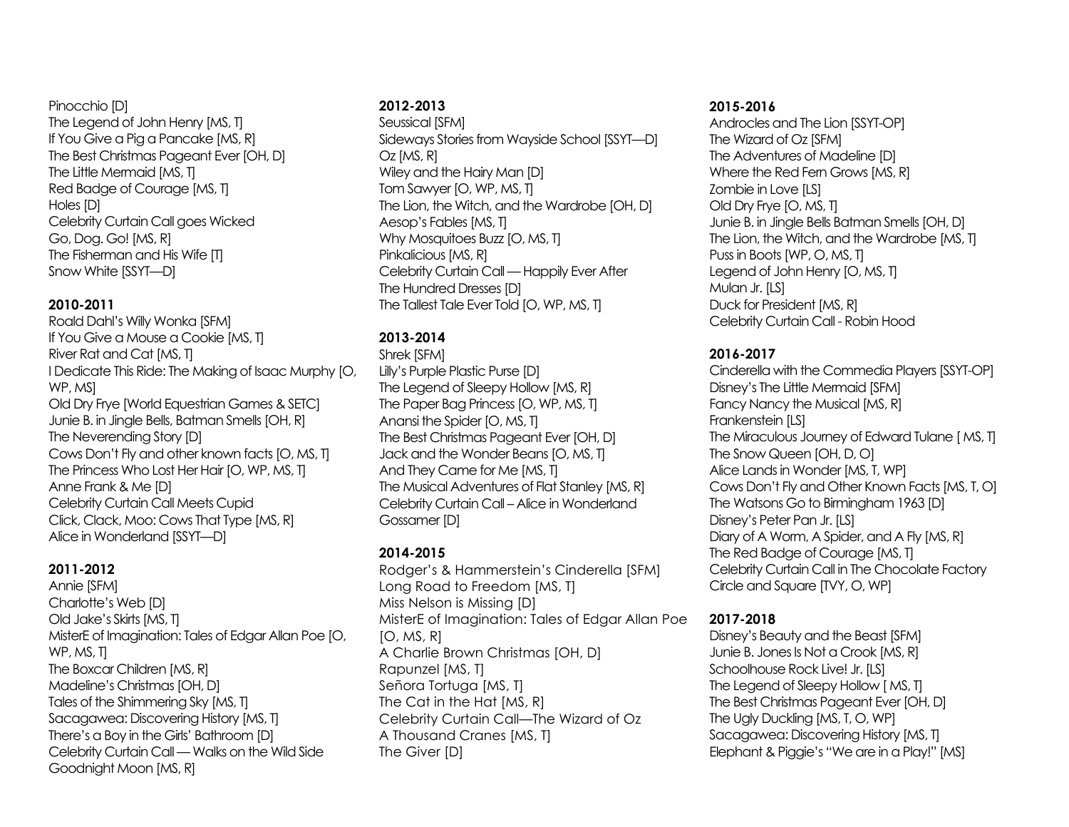Pinocchio [D]
The Legend of John Henry [MS, T]
If You Give a Pig a Pancake [MS, R]
The Best Christmas Pageant Ever [OH, D]
The Little Mermaid [MS, T]
Red Badge of Courage [MS, T]
Holes [D]
Celebrity Curtain Call goes Wicked
Go, Dog. Go! [MS, R]
The Fisherman and His Wife [T]
Snow White [SSYT—D]

**2010-2011**

Roald Dahl's Willy Wonka [SFM]
If You Give a Mouse a Cookie [MS, T]
River Rat and Cat [MS, T]
I Dedicate This Ride: The Making of Isaac Murphy [O, WP, MS]
Old Dry Frye [World Equestrian Games & SETC]
Junie B. in Jingle Bells, Batman Smells [OH, R]
The Neverending Story [D]
Cows Don't Fly and other known facts [O, MS, T]
The Princess Who Lost Her Hair [O, WP, MS, T]
Anne Frank & Me [D]
Celebrity Curtain Call Meets Cupid
Click, Clack, Moo: Cows That Type [MS, R]
Alice in Wonderland [SSYT—D]

**2011-2012**

Annie [SFM]
Charlotte's Web [D]
Old Jake's Skirts [MS, T]
MisterE of Imagination: Tales of Edgar Allan Poe [O, WP, MS, T]
The Boxcar Children [MS, R]
Madeline's Christmas [OH, D]
Tales of the Shimmering Sky [MS, T]
Sacagawea: Discovering History [MS, T]
There's a Boy in the Girls' Bathroom [D]
Celebrity Curtain Call — Walks on the Wild Side
Goodnight Moon [MS, R]

**2012-2013**

Seussical [SFM]
Sideways Stories from Wayside School [SSYT—D]
Oz [MS, R]
Wiley and the Hairy Man [D]
Tom Sawyer [O, WP, MS, T]
The Lion, the Witch, and the Wardrobe [OH, D]
Aesop's Fables [MS, T]
Why Mosquitoes Buzz [O, MS, T]
Pinkalicious [MS, R]
Celebrity Curtain Call — Happily Ever After
The Hundred Dresses [D]
The Tallest Tale Ever Told [O, WP, MS, T]

**2013-2014**

Shrek [SFM]
Lilly's Purple Plastic Purse [D]
The Legend of Sleepy Hollow [MS, R]
The Paper Bag Princess [O, WP, MS, T]
Anansi the Spider [O, MS, T]
The Best Christmas Pageant Ever [OH, D]
Jack and the Wonder Beans [O, MS, T]
And They Came for Me [MS, T]
The Musical Adventures of Flat Stanley [MS, R]
Celebrity Curtain Call – Alice in Wonderland
Gossamer [D]

**2014-2015**

Rodger's & Hammerstein's Cinderella [SFM]
Long Road to Freedom [MS, T]
Miss Nelson is Missing [D]
MisterE of Imagination: Tales of Edgar Allan Poe [O, MS, R]
A Charlie Brown Christmas [OH, D]
Rapunzel [MS, T]
Señora Tortuga [MS, T]
The Cat in the Hat [MS, R]
Celebrity Curtain Call—The Wizard of Oz
A Thousand Cranes [MS, T]
The Giver [D]

**2015-2016**

Androcles and The Lion [SSYT-OP]
The Wizard of Oz [SFM]
The Adventures of Madeline [D]
Where the Red Fern Grows [MS, R]
Zombie in Love [LS]
Old Dry Frye [O, MS, T]
Junie B. in Jingle Bells Batman Smells [OH, D]
The Lion, the Witch, and the Wardrobe [MS, T]
Puss in Boots [WP, O, MS, T]
Legend of John Henry [O, MS, T]
Mulan Jr. [LS]
Duck for President [MS, R]
Celebrity Curtain Call - Robin Hood

**2016-2017**

Cinderella with the Commedia Players [SSYT-OP]
Disney's The Little Mermaid [SFM]
Fancy Nancy the Musical [MS, R]
Frankenstein [LS]
The Miraculous Journey of Edward Tulane [ MS, T]
The Snow Queen [OH, D, O]
Alice Lands in Wonder [MS, T, WP]
Cows Don't Fly and Other Known Facts [MS, T, O]
The Watsons Go to Birmingham 1963 [D]
Disney's Peter Pan Jr. [LS]
Diary of A Worm, A Spider, and A Fly [MS, R]
The Red Badge of Courage [MS, T]
Celebrity Curtain Call in The Chocolate Factory
Circle and Square [TVY, O, WP]

**2017-2018**

Disney's Beauty and the Beast [SFM]
Junie B. Jones Is Not a Crook [MS, R]
Schoolhouse Rock Live! Jr. [LS]
The Legend of Sleepy Hollow [ MS, T]
The Best Christmas Pageant Ever [OH, D]
The Ugly Duckling [MS, T, O, WP]
Sacagawea: Discovering History [MS, T]
Elephant & Piggie's "We are in a Play!" [MS]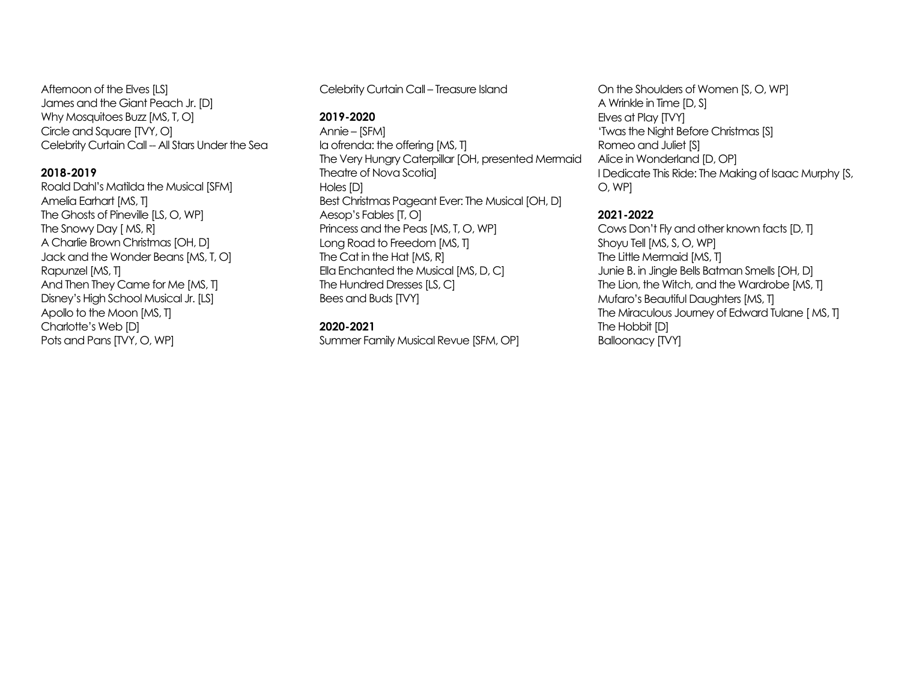Afternoon of the Elves [LS]
James and the Giant Peach Jr. [D]
Why Mosquitoes Buzz [MS, T, O]
Circle and Square [TVY, O]
Celebrity Curtain Call -- All Stars Under the Sea

**2018-2019**

Roald Dahl's Matilda the Musical [SFM]
Amelia Earhart [MS, T]
The Ghosts of Pineville [LS, O, WP]
The Snowy Day [ MS, R]
A Charlie Brown Christmas [OH, D]
Jack and the Wonder Beans [MS, T, O]
Rapunzel [MS, T]
And Then They Came for Me [MS, T]
Disney's High School Musical Jr. [LS]
Apollo to the Moon [MS, T]
Charlotte's Web [D]
Pots and Pans [TVY, O, WP]

Celebrity Curtain Call – Treasure Island

**2019-2020**

Annie – [SFM]
la ofrenda: the offering [MS, T]
The Very Hungry Caterpillar [OH, presented Mermaid Theatre of Nova Scotia]
Holes [D]
Best Christmas Pageant Ever: The Musical [OH, D]
Aesop's Fables [T, O]
Princess and the Peas [MS, T, O, WP]
Long Road to Freedom [MS, T]
The Cat in the Hat [MS, R]
Ella Enchanted the Musical [MS, D, C]
The Hundred Dresses [LS, C]
Bees and Buds [TVY]

**2020-2021**

Summer Family Musical Revue [SFM, OP]

On the Shoulders of Women [S, O, WP]
A Wrinkle in Time [D, S]
Elves at Play [TVY]
'Twas the Night Before Christmas [S]
Romeo and Juliet [S]
Alice in Wonderland [D, OP]
I Dedicate This Ride: The Making of Isaac Murphy [S, O, WP]

**2021-2022**

Cows Don't Fly and other known facts [D, T]
Shoyu Tell [MS, S, O, WP]
The Little Mermaid [MS, T]
Junie B. in Jingle Bells Batman Smells [OH, D]
The Lion, the Witch, and the Wardrobe [MS, T]
Mufaro's Beautiful Daughters [MS, T]
The Miraculous Journey of Edward Tulane [ MS, T]
The Hobbit [D]
Balloonacy [TVY]